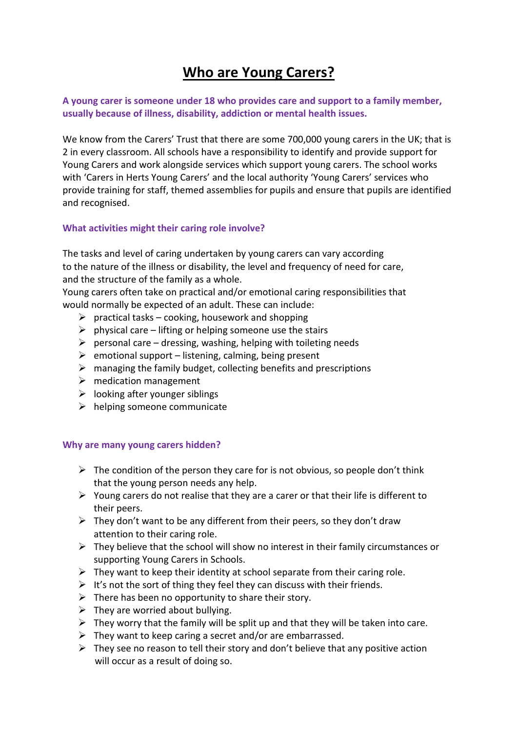# Who are Young Carers?

**A young carer is someone under 18 who provides care and support to a family member, usually because of illness, disability, addiction or mental health issues.**

We know from the Carers' Trust that there are some 700,000 young carers in the UK; that is 2 in every classroom. All schools have a responsibility to identify and provide support for Young Carers and work alongside services which support young carers. The school works with 'Carers in Herts Young Carers' and the local authority 'Young Carers' services who provide training for staff, themed assemblies for pupils and ensure that pupils are identified and recognised.

### What activities might their caring role involve?

The tasks and level of caring undertaken by young carers can vary according to the nature of the illness or disability, the level and frequency of need for care, and the structure of the family as a whole.
Young carers often take on practical and/or emotional caring responsibilities that would normally be expected of an adult. These can include:

- practical tasks – cooking, housework and shopping
- physical care – lifting or helping someone use the stairs
- personal care – dressing, washing, helping with toileting needs
- emotional support – listening, calming, being present
- managing the family budget, collecting benefits and prescriptions
- medication management
- looking after younger siblings
- helping someone communicate

### Why are many young carers hidden?

- The condition of the person they care for is not obvious, so people don't think that the young person needs any help.
- Young carers do not realise that they are a carer or that their life is different to their peers.
- They don't want to be any different from their peers, so they don't draw attention to their caring role.
- They believe that the school will show no interest in their family circumstances or supporting Young Carers in Schools.
- They want to keep their identity at school separate from their caring role.
- It's not the sort of thing they feel they can discuss with their friends.
- There has been no opportunity to share their story.
- They are worried about bullying.
- They worry that the family will be split up and that they will be taken into care.
- They want to keep caring a secret and/or are embarrassed.
- They see no reason to tell their story and don't believe that any positive action will occur as a result of doing so.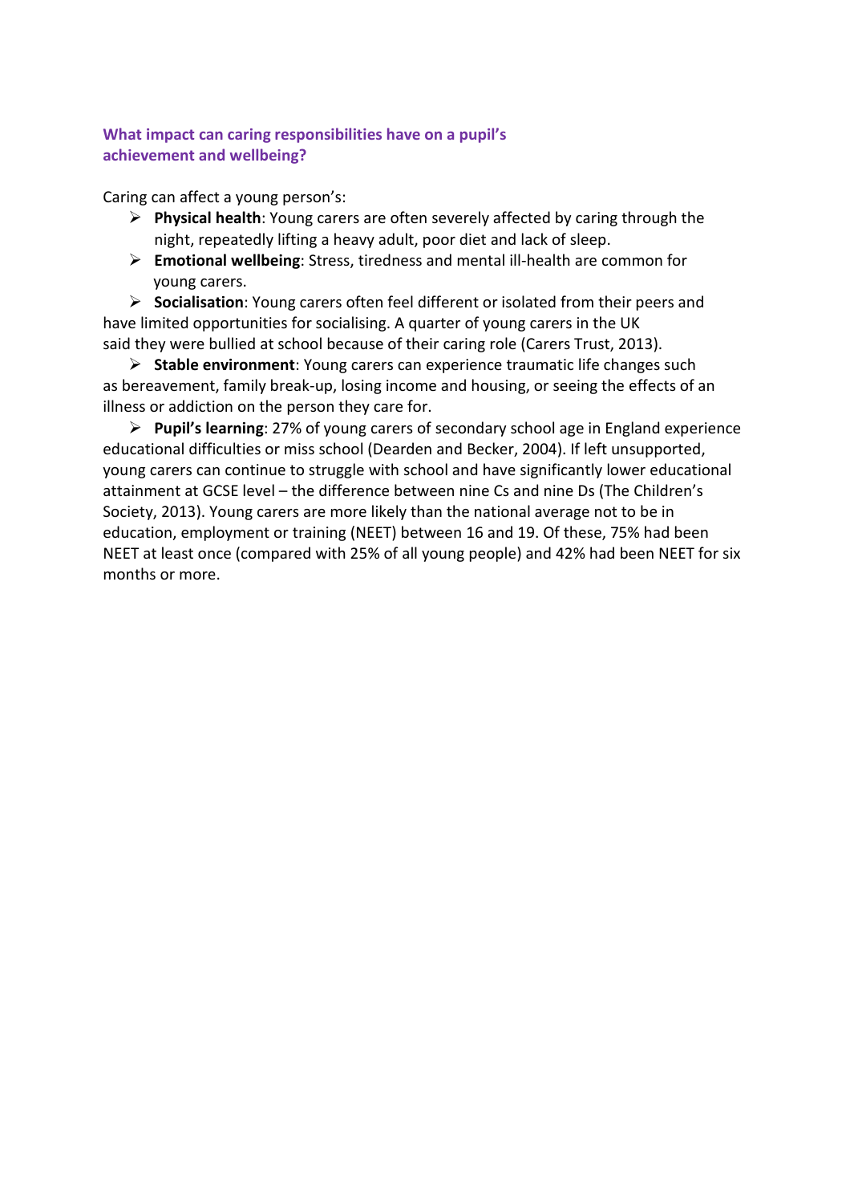### What impact can caring responsibilities have on a pupil's achievement and wellbeing?

Caring can affect a young person's:

- **Physical health**: Young carers are often severely affected by caring through the night, repeatedly lifting a heavy adult, poor diet and lack of sleep.
- **Emotional wellbeing**: Stress, tiredness and mental ill-health are common for young carers.
- **Socialisation**: Young carers often feel different or isolated from their peers and have limited opportunities for socialising. A quarter of young carers in the UK said they were bullied at school because of their caring role (Carers Trust, 2013).
- **Stable environment**: Young carers can experience traumatic life changes such as bereavement, family break-up, losing income and housing, or seeing the effects of an illness or addiction on the person they care for.
- **Pupil's learning**: 27% of young carers of secondary school age in England experience educational difficulties or miss school (Dearden and Becker, 2004). If left unsupported, young carers can continue to struggle with school and have significantly lower educational attainment at GCSE level – the difference between nine Cs and nine Ds (The Children's Society, 2013). Young carers are more likely than the national average not to be in education, employment or training (NEET) between 16 and 19. Of these, 75% had been NEET at least once (compared with 25% of all young people) and 42% had been NEET for six months or more.